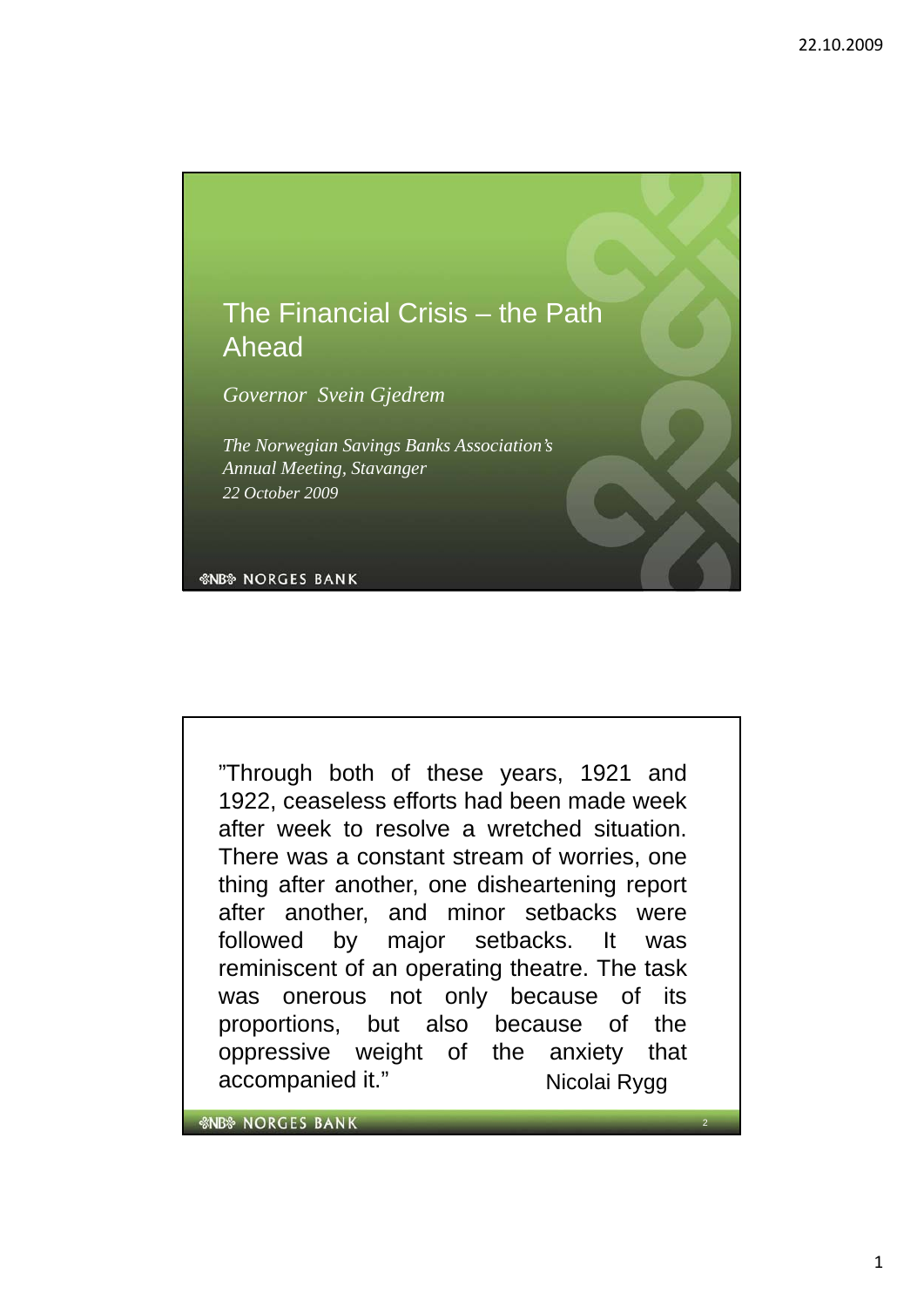# The Financial Crisis – the Path Ahead

*Governor Svein Gjedrem*

*The Norwegian Savings Banks Association's Annual Meeting, Stavanger*
*22 October 2009*

NORGES BANK

---

"Through both of these years, 1921 and 1922, ceaseless efforts had been made week after week to resolve a wretched situation. There was a constant stream of worries, one thing after another, one disheartening report after another, and minor setbacks were followed by major setbacks. It was reminiscent of an operating theatre. The task was onerous not only because of its proportions, but also because of the oppressive weight of the anxiety that accompanied it."

Nicolai Rygg

NORGES BANK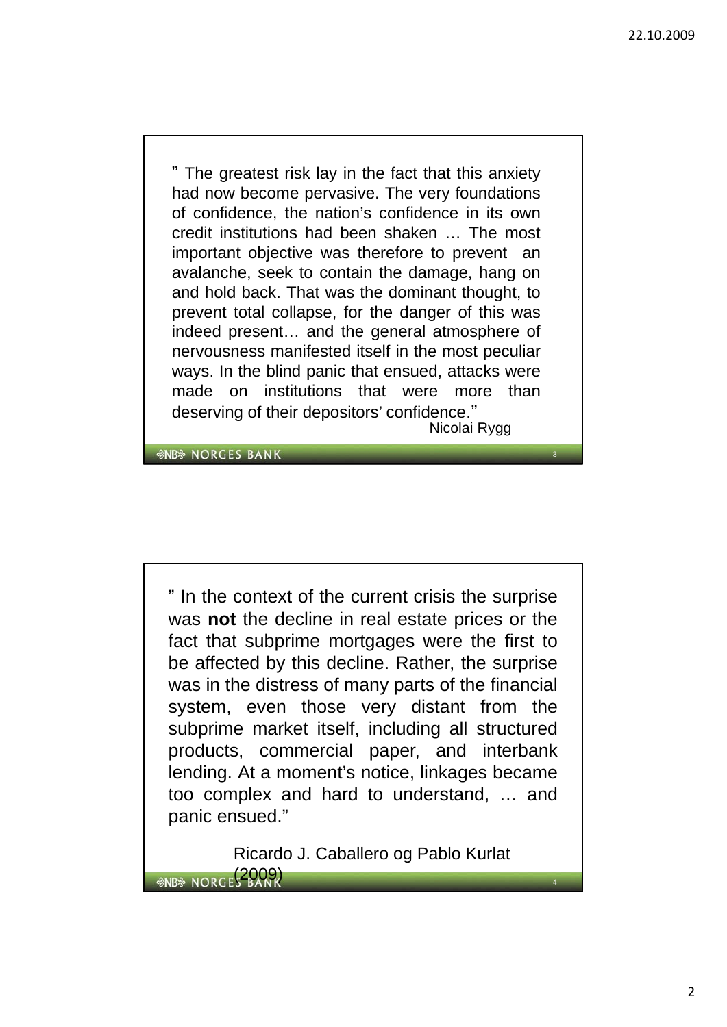” The greatest risk lay in the fact that this anxiety had now become pervasive. The very foundations of confidence, the nation’s confidence in its own credit institutions had been shaken … The most important objective was therefore to prevent an avalanche, seek to contain the damage, hang on and hold back. That was the dominant thought, to prevent total collapse, for the danger of this was indeed present… and the general atmosphere of nervousness manifested itself in the most peculiar ways. In the blind panic that ensued, attacks were made on institutions that were more than deserving of their depositors’ confidence.”

Nicolai Rygg

” In the context of the current crisis the surprise was **not** the decline in real estate prices or the fact that subprime mortgages were the first to be affected by this decline. Rather, the surprise was in the distress of many parts of the financial system, even those very distant from the subprime market itself, including all structured products, commercial paper, and interbank lending. At a moment’s notice, linkages became too complex and hard to understand, … and panic ensued.”

Ricardo J. Caballero og Pablo Kurlat (2009)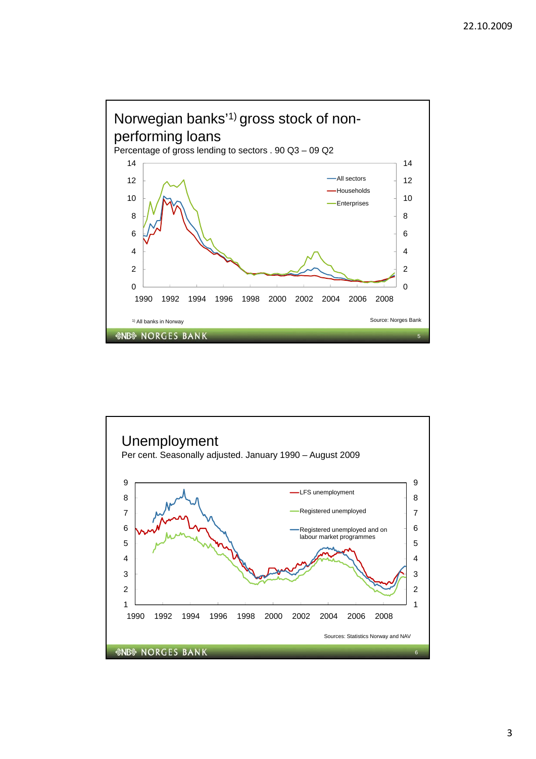## Norwegian banks'[1)] gross stock of non-performing loans

Percentage of gross lending to sectors . 90 Q3 – 09 Q2

[1)] All banks in Norway

Source: Norges Bank

## Unemployment

Per cent. Seasonally adjusted. January 1990 – August 2009

Sources: Statistics Norway and NAV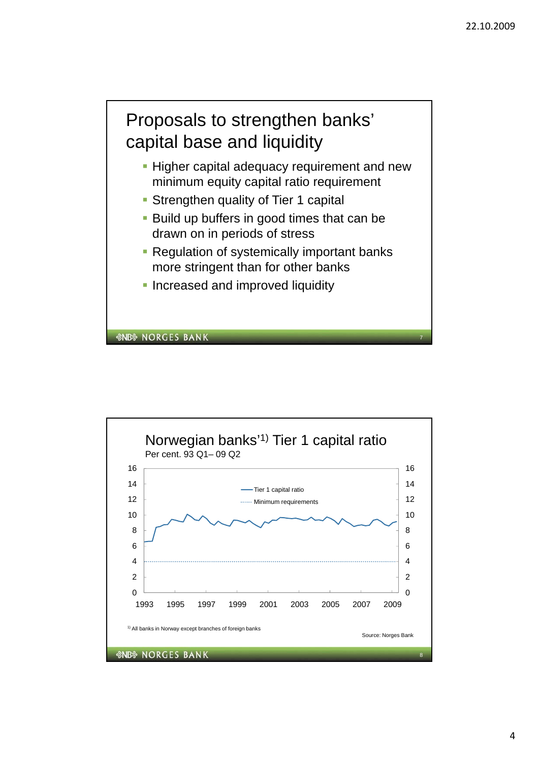## Proposals to strengthen banks' capital base and liquidity

- Higher capital adequacy requirement and new minimum equity capital ratio requirement
- Strengthen quality of Tier 1 capital
- Build up buffers in good times that can be drawn on in periods of stress
- Regulation of systemically important banks more stringent than for other banks
- Increased and improved liquidity

## Norwegian banks'[1)] Tier 1 capital ratio

Per cent. 93 Q1– 09 Q2

Legend: Tier 1 capital ratio; Minimum requirements

[1)] All banks in Norway except branches of foreign banks

Source: Norges Bank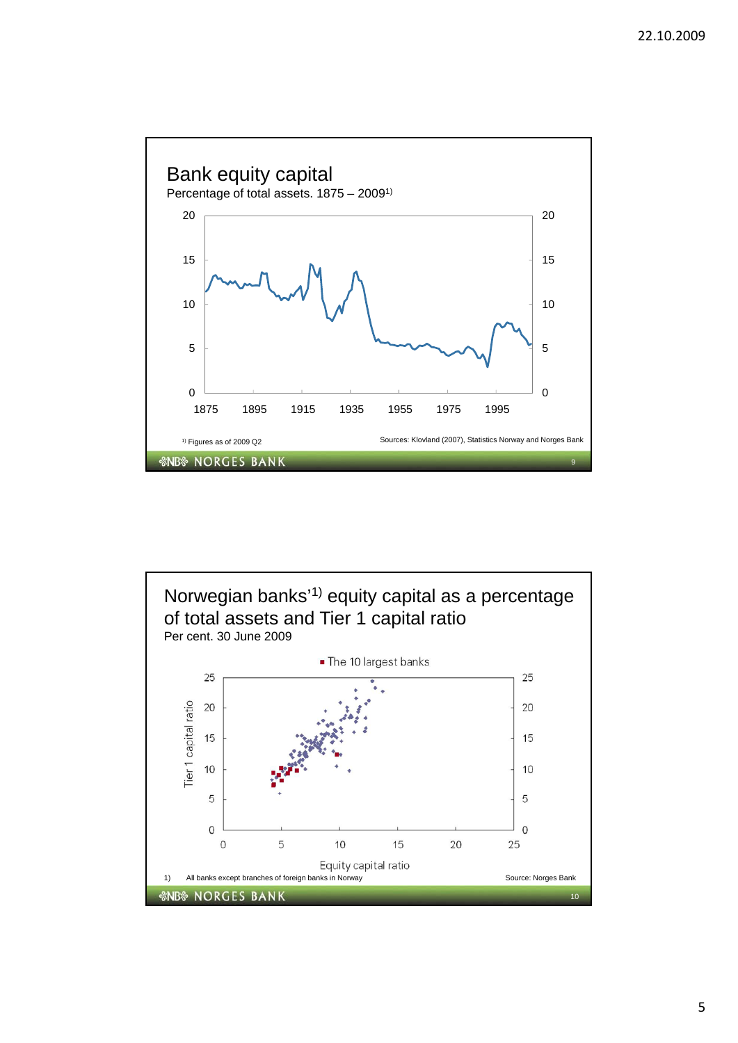## Bank equity capital

Percentage of total assets. 1875 – 2009[1)]

[1)] Figures as of 2009 Q2

Sources: Klovland (2007), Statistics Norway and Norges Bank

## Norwegian banks'[1)] equity capital as a percentage of total assets and Tier 1 capital ratio

Per cent. 30 June 2009

■ The 10 largest banks

Tier 1 capital ratio

Equity capital ratio

1) All banks except branches of foreign banks in Norway

Source: Norges Bank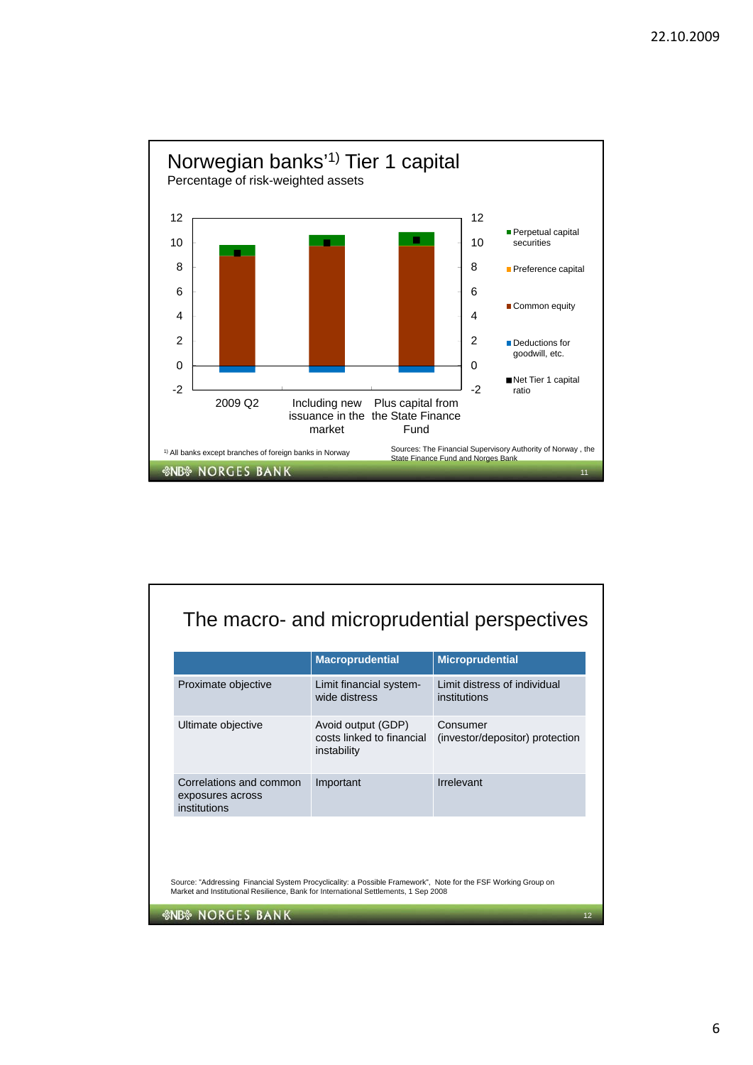## Norwegian banks'[1)] Tier 1 capital

Percentage of risk-weighted assets

- Perpetual capital securities
- Preference capital
- Common equity
- Deductions for goodwill, etc.
- Net Tier 1 capital ratio

Categories: 2009 Q2 | Including new issuance in the market | Plus capital from the State Finance Fund

[1)] All banks except branches of foreign banks in Norway

Sources: The Financial Supervisory Authority of Norway, the State Finance Fund and Norges Bank

## The macro- and microprudential perspectives

| | Macroprudential | Microprudential |
|---|---|---|
| Proximate objective | Limit financial system-wide distress | Limit distress of individual institutions |
| Ultimate objective | Avoid output (GDP) costs linked to financial instability | Consumer (investor/depositor) protection |
| Correlations and common exposures across institutions | Important | Irrelevant |

Source: "Addressing Financial System Procyclicality: a Possible Framework", Note for the FSF Working Group on Market and Institutional Resilience, Bank for International Settlements, 1 Sep 2008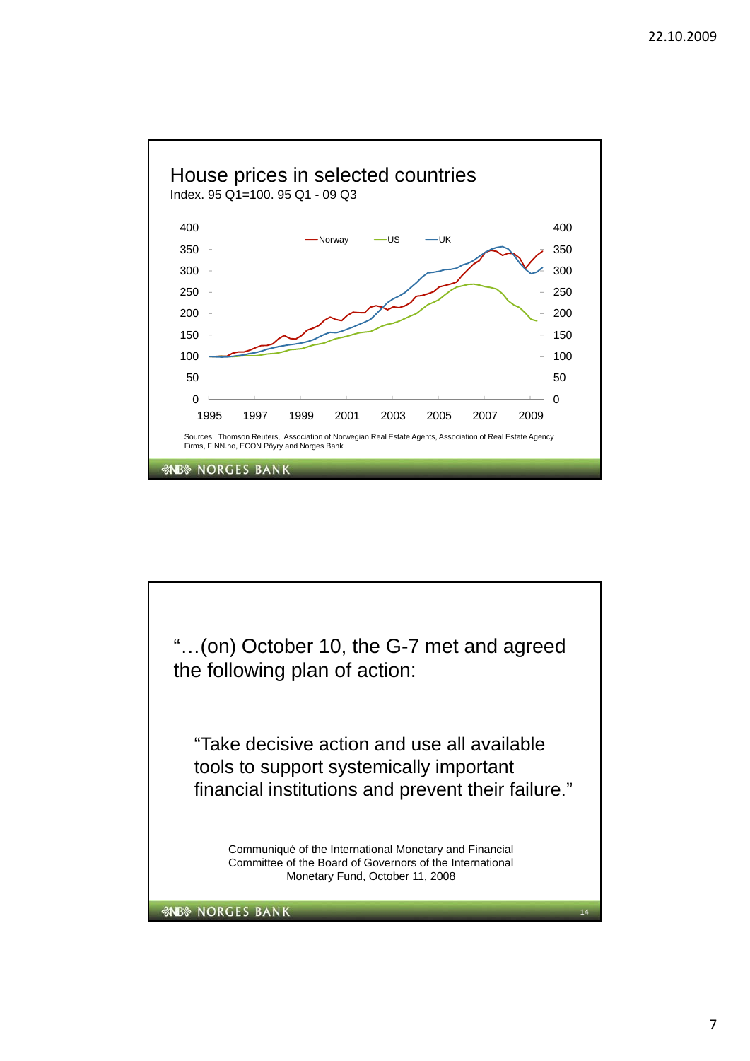## House prices in selected countries

Index. 95 Q1=100. 95 Q1 - 09 Q3

Sources: Thomson Reuters, Association of Norwegian Real Estate Agents, Association of Real Estate Agency Firms, FINN.no, ECON Pöyry and Norges Bank

---

"…(on) October 10, the G-7 met and agreed the following plan of action:

> "Take decisive action and use all available tools to support systemically important financial institutions and prevent their failure."

Communiqué of the International Monetary and Financial Committee of the Board of Governors of the International Monetary Fund, October 11, 2008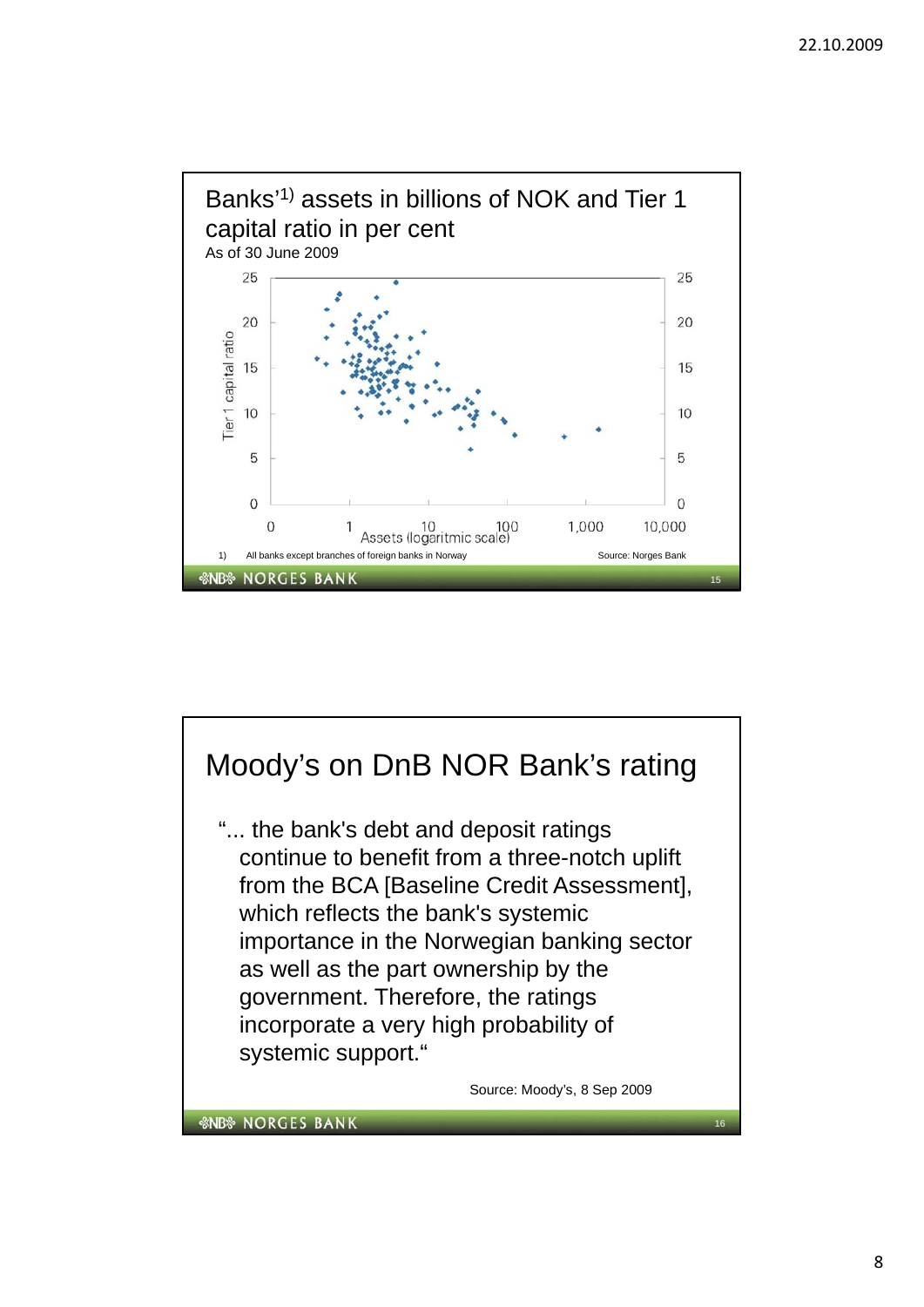## Banks'[1)] assets in billions of NOK and Tier 1 capital ratio in per cent

As of 30 June 2009

Tier 1 capital ratio

Assets (logaritmic scale)

1) All banks except branches of foreign banks in Norway

Source: Norges Bank

## Moody's on DnB NOR Bank's rating

"... the bank's debt and deposit ratings continue to benefit from a three-notch uplift from the BCA [Baseline Credit Assessment], which reflects the bank's systemic importance in the Norwegian banking sector as well as the part ownership by the government. Therefore, the ratings incorporate a very high probability of systemic support."

Source: Moody's, 8 Sep 2009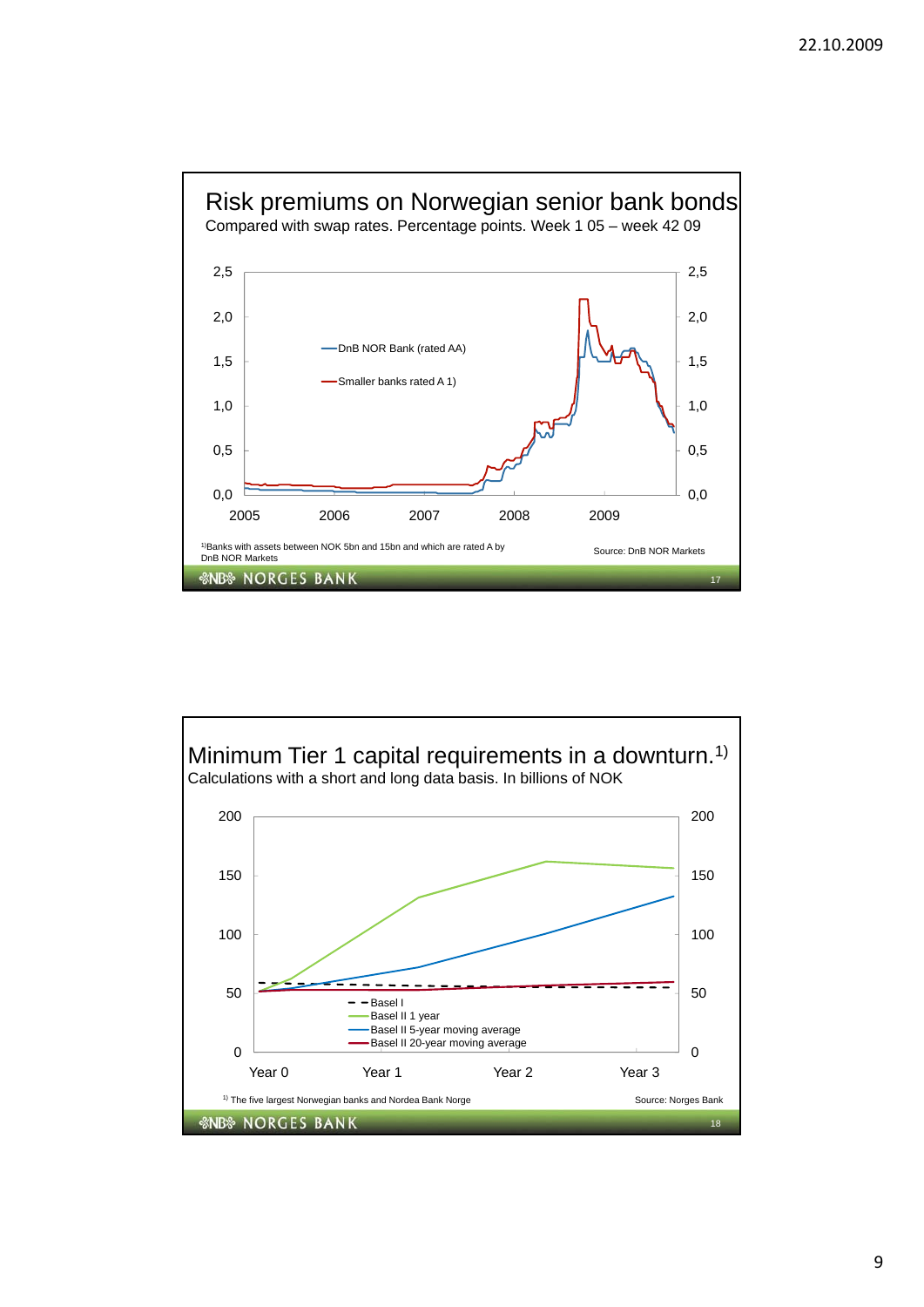## Risk premiums on Norwegian senior bank bonds

Compared with swap rates. Percentage points. Week 1 05 – week 42 09

—DnB NOR Bank (rated AA)

—Smaller banks rated A 1)

1) Banks with assets between NOK 5bn and 15bn and which are rated A by DnB NOR Markets

Source: DnB NOR Markets

## Minimum Tier 1 capital requirements in a downturn.[1)]

Calculations with a short and long data basis. In billions of NOK

- - Basel I

— Basel II 1 year

— Basel II 5-year moving average

— Basel II 20-year moving average

1) The five largest Norwegian banks and Nordea Bank Norge

Source: Norges Bank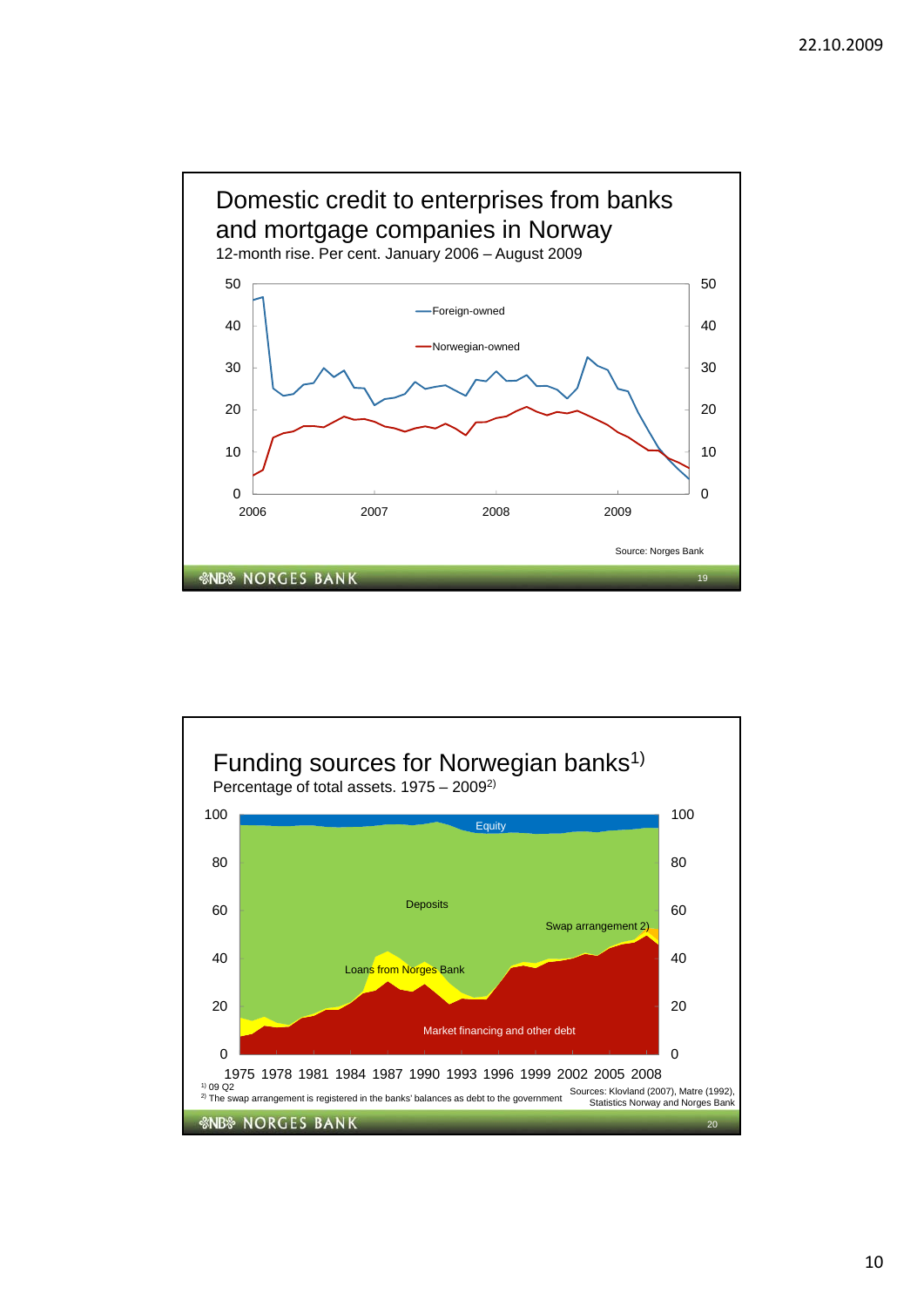## Domestic credit to enterprises from banks and mortgage companies in Norway

12-month rise. Per cent. January 2006 – August 2009

Foreign-owned

Norwegian-owned

Source: Norges Bank

## Funding sources for Norwegian banks[1)]

Percentage of total assets. 1975 – 2009[2)]

Equity

Deposits

Swap arrangement 2)

Loans from Norges Bank

Market financing and other debt

[1)] 09 Q2

[2)] The swap arrangement is registered in the banks' balances as debt to the government

Sources: Klovland (2007), Matre (1992), Statistics Norway and Norges Bank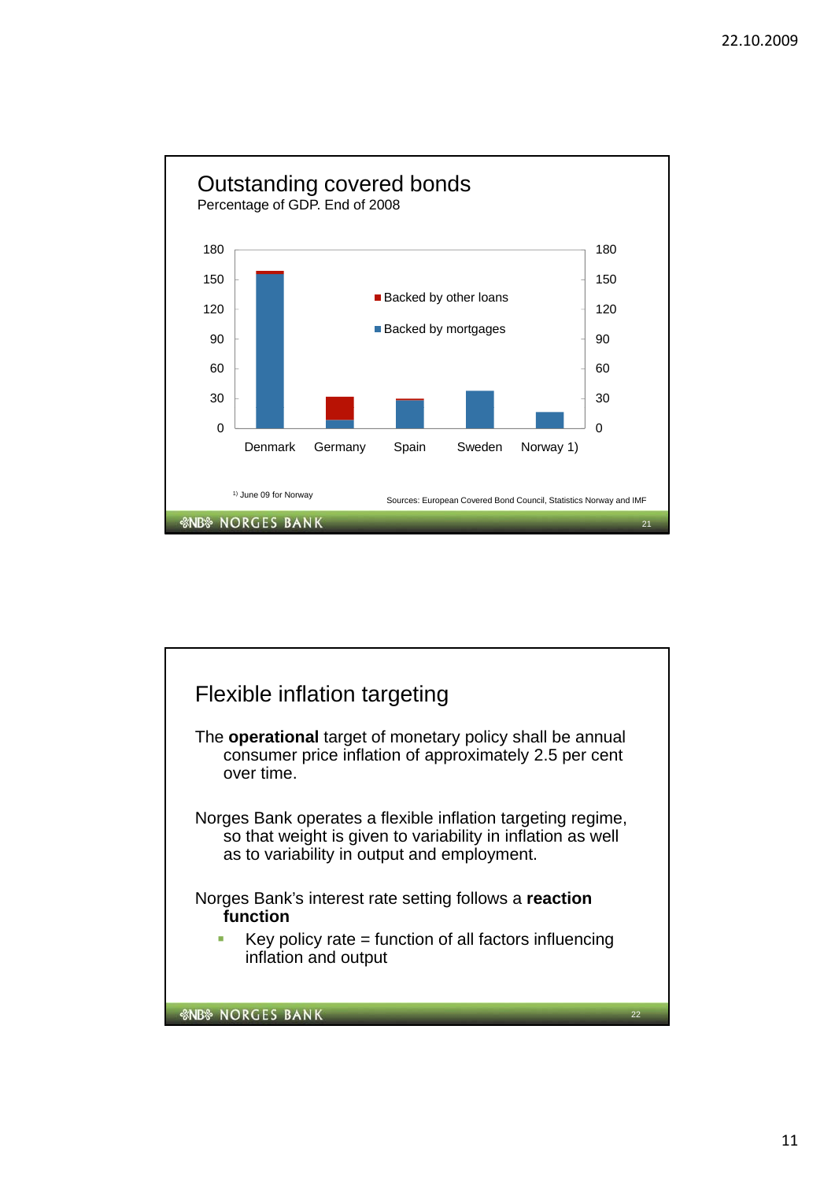## Outstanding covered bonds

Percentage of GDP. End of 2008

| | Backed by mortgages | Backed by other loans |
|---|---|---|
| Denmark | ~155 | ~3 |
| Germany | ~9 | ~23 |
| Spain | ~29 | ~2 |
| Sweden | ~38 | |
| Norway 1) | ~17 | |

1) June 09 for Norway

Sources: European Covered Bond Council, Statistics Norway and IMF

## Flexible inflation targeting

The **operational** target of monetary policy shall be annual consumer price inflation of approximately 2.5 per cent over time.

Norges Bank operates a flexible inflation targeting regime, so that weight is given to variability in inflation as well as to variability in output and employment.

Norges Bank's interest rate setting follows a **reaction function**

- Key policy rate = function of all factors influencing inflation and output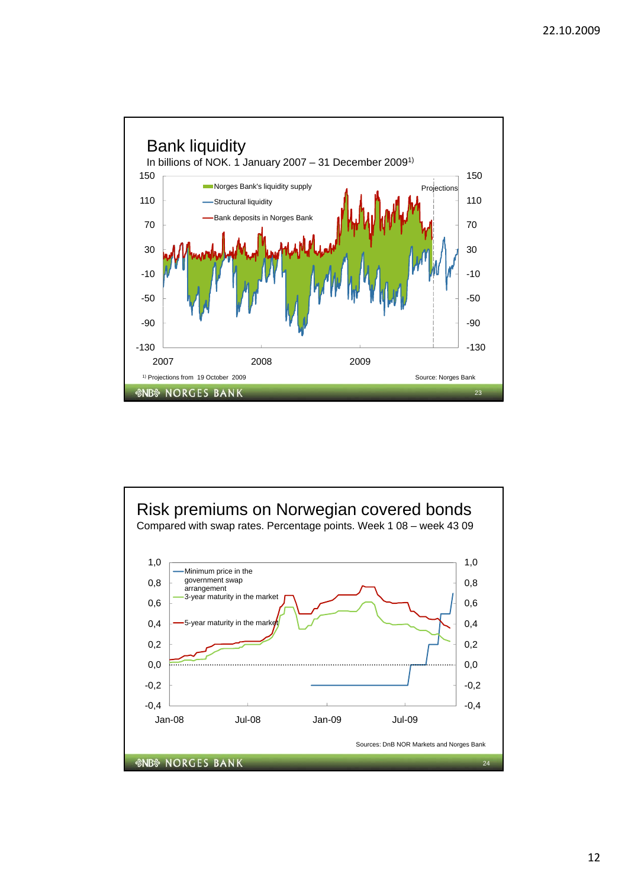## Bank liquidity

In billions of NOK. 1 January 2007 – 31 December 2009[1)]

- Norges Bank's liquidity supply
- Structural liquidity
- Bank deposits in Norges Bank

Projections

[1)] Projections from 19 October 2009

Source: Norges Bank

NORGES BANK

## Risk premiums on Norwegian covered bonds

Compared with swap rates. Percentage points. Week 1 08 – week 43 09

- Minimum price in the government swap arrangement
- 3-year maturity in the market
- 5-year maturity in the market

Sources: DnB NOR Markets and Norges Bank

NORGES BANK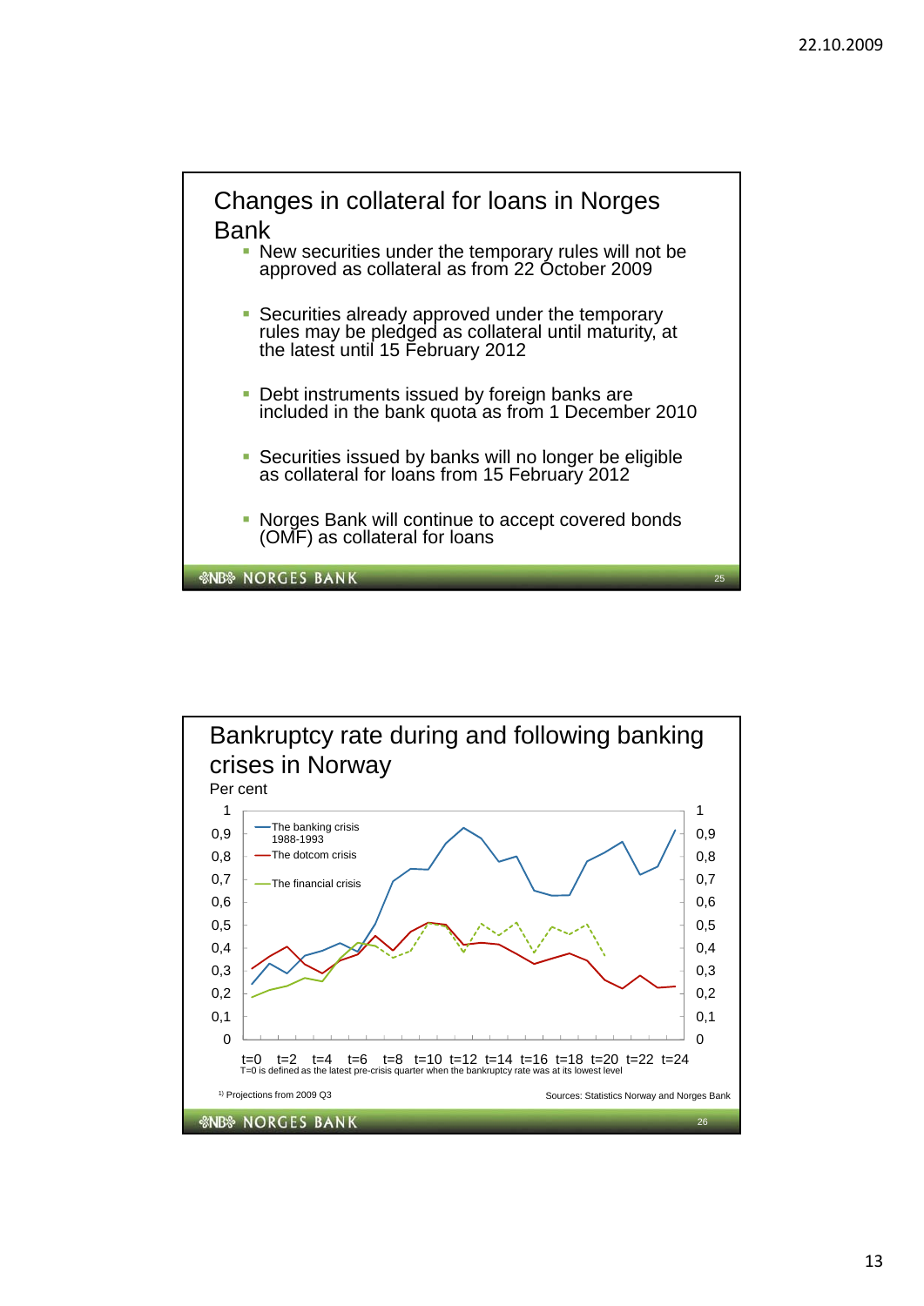## Changes in collateral for loans in Norges Bank

- New securities under the temporary rules will not be approved as collateral as from 22 October 2009
- Securities already approved under the temporary rules may be pledged as collateral until maturity, at the latest until 15 February 2012
- Debt instruments issued by foreign banks are included in the bank quota as from 1 December 2010
- Securities issued by banks will no longer be eligible as collateral for loans from 15 February 2012
- Norges Bank will continue to accept covered bonds (OMF) as collateral for loans

## Bankruptcy rate during and following banking crises in Norway

Per cent

The banking crisis 1988-1993
The dotcom crisis
The financial crisis

1
0,9
0,8
0,7
0,6
0,5
0,4
0,3
0,2
0,1
0

t=0 t=2 t=4 t=6 t=8 t=10 t=12 t=14 t=16 t=18 t=20 t=22 t=24

T=0 is defined as the latest pre-crisis quarter when the bankruptcy rate was at its lowest level

[1] Projections from 2009 Q3

Sources: Statistics Norway and Norges Bank